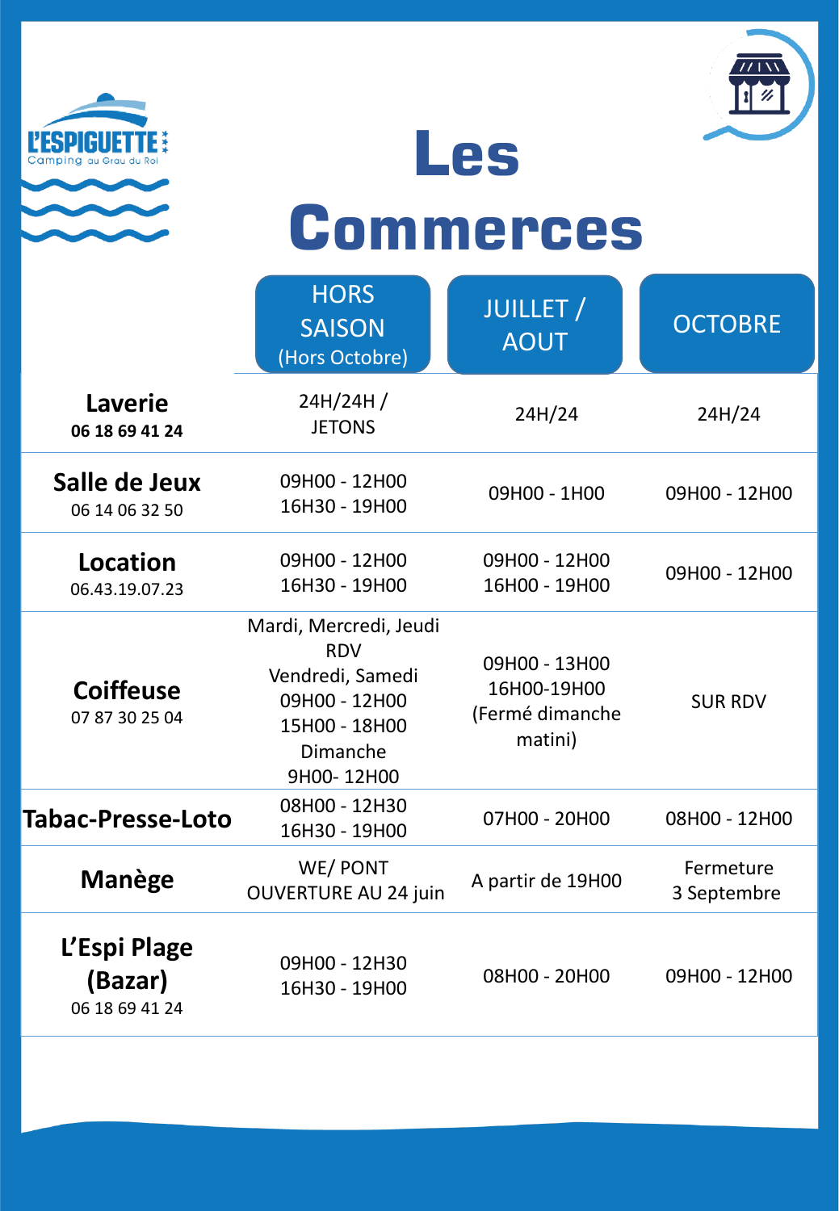L'ESPIGUETTE
Camping au Grau du Roi

# Les Commerces

| | HORS SAISON (Hors Octobre) | JUILLET / AOUT | OCTOBRE |
|---|---|---|---|
| **Laverie** **06 18 69 41 24** | 24H/24H / JETONS | 24H/24 | 24H/24 |
| **Salle de Jeux** 06 14 06 32 50 | 09H00 - 12H00 16H30 - 19H00 | 09H00 - 1H00 | 09H00 - 12H00 |
| **Location** 06.43.19.07.23 | 09H00 - 12H00 16H30 - 19H00 | 09H00 - 12H00 16H00 - 19H00 | 09H00 - 12H00 |
| **Coiffeuse** 07 87 30 25 04 | Mardi, Mercredi, Jeudi RDV Vendredi, Samedi 09H00 - 12H00 15H00 - 18H00 Dimanche 9H00- 12H00 | 09H00 - 13H00 16H00-19H00 (Fermé dimanche matini) | SUR RDV |
| **Tabac-Presse-Loto** | 08H00 - 12H30 16H30 - 19H00 | 07H00 - 20H00 | 08H00 - 12H00 |
| **Manège** | WE/ PONT OUVERTURE AU 24 juin | A partir de 19H00 | Fermeture 3 Septembre |
| **L'Espi Plage (Bazar)** 06 18 69 41 24 | 09H00 - 12H30 16H30 - 19H00 | 08H00 - 20H00 | 09H00 - 12H00 |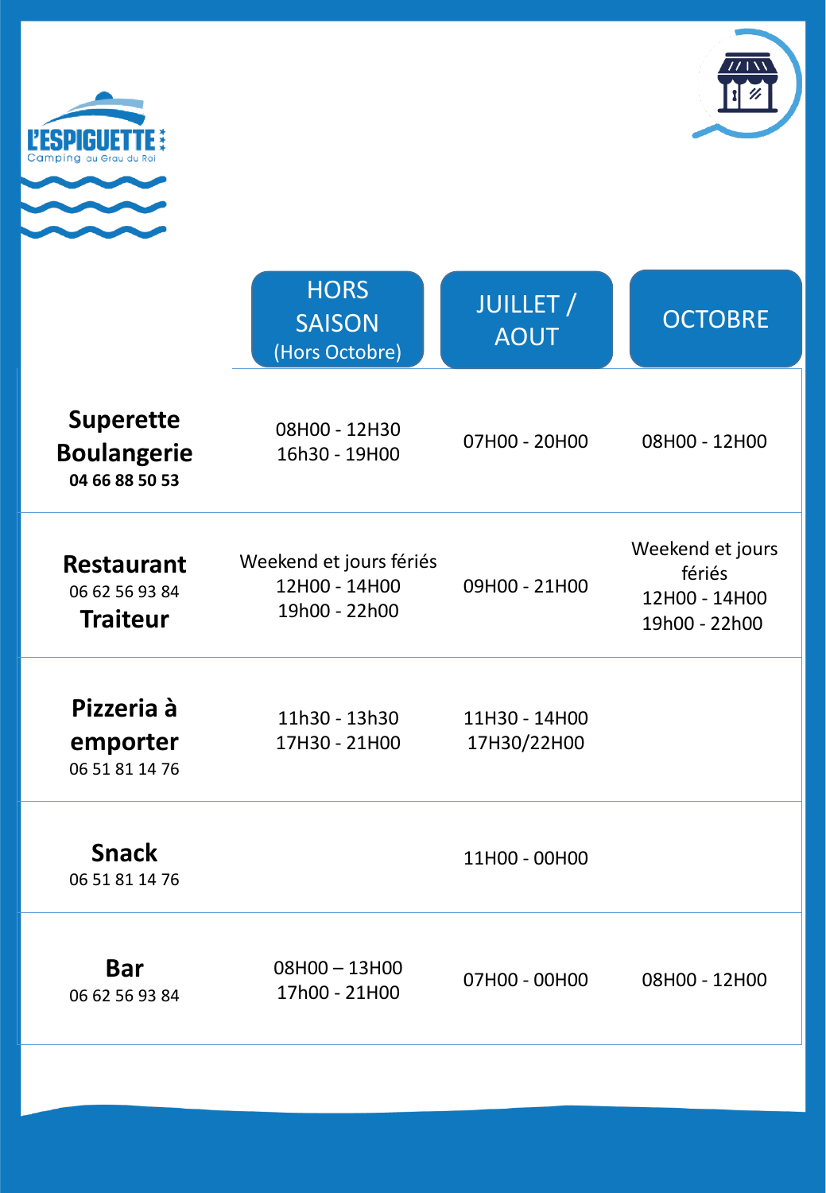L'ESPIGUETTE
Camping au Grau du Roi

| | HORS SAISON (Hors Octobre) | JUILLET / AOUT | OCTOBRE |
|---|---|---|---|
| **Superette Boulangerie** **04 66 88 50 53** | 08H00 - 12H30<br>16h30 - 19H00 | 07H00 - 20H00 | 08H00 - 12H00 |
| **Restaurant** 06 62 56 93 84 **Traiteur** | Weekend et jours fériés<br>12H00 - 14H00<br>19h00 - 22h00 | 09H00 - 21H00 | Weekend et jours fériés<br>12H00 - 14H00<br>19h00 - 22h00 |
| **Pizzeria à emporter** 06 51 81 14 76 | 11h30 - 13h30<br>17H30 - 21H00 | 11H30 - 14H00<br>17H30/22H00 | |
| **Snack** 06 51 81 14 76 | | 11H00 - 00H00 | |
| **Bar** 06 62 56 93 84 | 08H00 – 13H00<br>17h00 - 21H00 | 07H00 - 00H00 | 08H00 - 12H00 |